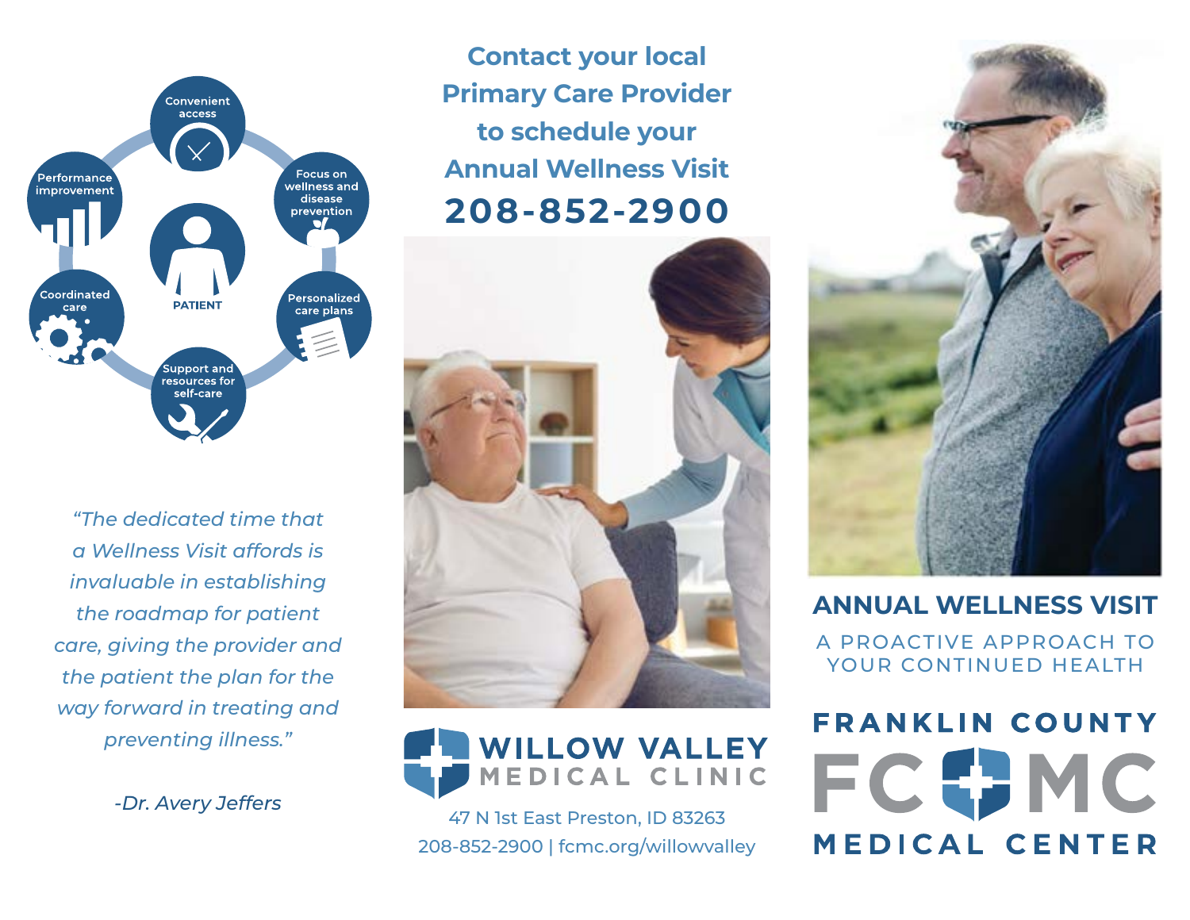- Convenient access
- Focus on wellness and disease prevention
- Personalized care plans
- Support and resources for self-care
- Coordinated care
- Performance improvement

PATIENT

*"The dedicated time that a Wellness Visit affords is invaluable in establishing the roadmap for patient care, giving the provider and the patient the plan for the way forward in treating and preventing illness."*

*-Dr. Avery Jeffers*

## Contact your local Primary Care Provider to schedule your Annual Wellness Visit

## 208-852-2900

**WILLOW VALLEY MEDICAL CLINIC**

47 N 1st East Preston, ID 83263
208-852-2900 | fcmc.org/willowvalley

# ANNUAL WELLNESS VISIT

A PROACTIVE APPROACH TO YOUR CONTINUED HEALTH

**FRANKLIN COUNTY FCMC MEDICAL CENTER**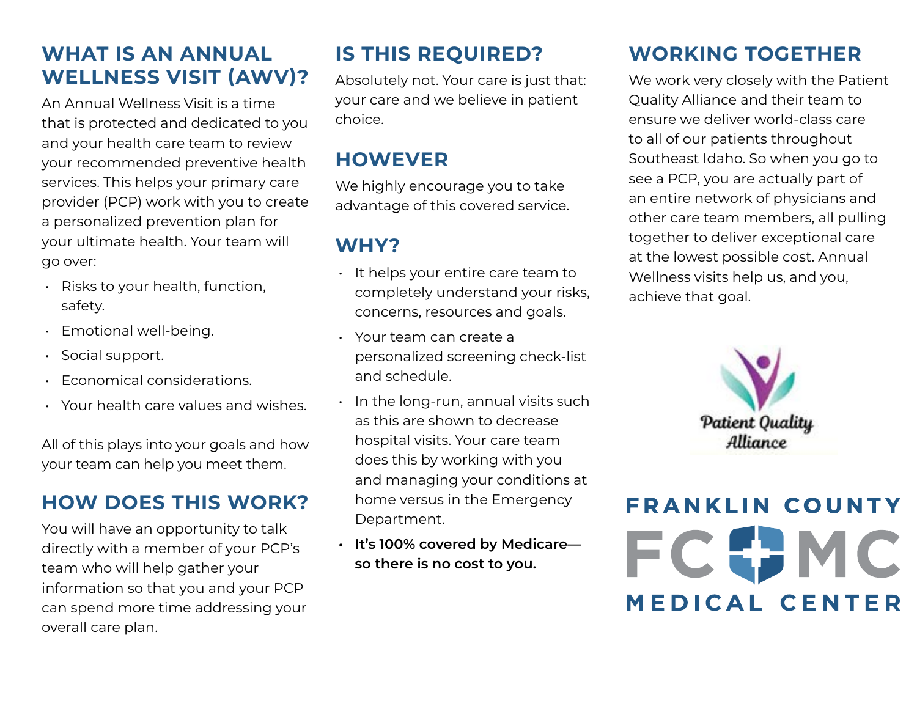## WHAT IS AN ANNUAL WELLNESS VISIT (AWV)?

An Annual Wellness Visit is a time that is protected and dedicated to you and your health care team to review your recommended preventive health services. This helps your primary care provider (PCP) work with you to create a personalized prevention plan for your ultimate health. Your team will go over:

- Risks to your health, function, safety.
- Emotional well-being.
- Social support.
- Economical considerations.
- Your health care values and wishes.

All of this plays into your goals and how your team can help you meet them.

## HOW DOES THIS WORK?

You will have an opportunity to talk directly with a member of your PCP's team who will help gather your information so that you and your PCP can spend more time addressing your overall care plan.

## IS THIS REQUIRED?

Absolutely not. Your care is just that: your care and we believe in patient choice.

## HOWEVER

We highly encourage you to take advantage of this covered service.

## WHY?

- It helps your entire care team to completely understand your risks, concerns, resources and goals.
- Your team can create a personalized screening check-list and schedule.
- In the long-run, annual visits such as this are shown to decrease hospital visits. Your care team does this by working with you and managing your conditions at home versus in the Emergency Department.
- **It's 100% covered by Medicare—so there is no cost to you.**

## WORKING TOGETHER

We work very closely with the Patient Quality Alliance and their team to ensure we deliver world-class care to all of our patients throughout Southeast Idaho. So when you go to see a PCP, you are actually part of an entire network of physicians and other care team members, all pulling together to deliver exceptional care at the lowest possible cost. Annual Wellness visits help us, and you, achieve that goal.

Patient Quality Alliance

FRANKLIN COUNTY
FCMC
MEDICAL CENTER